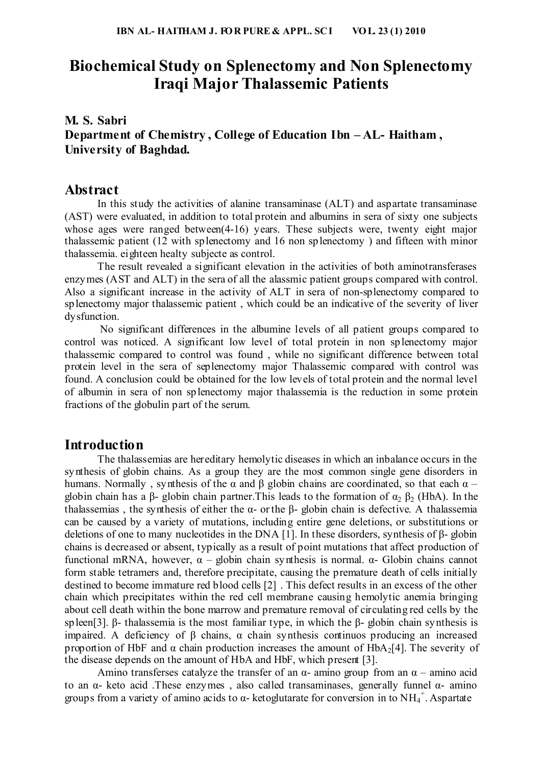# Biochemical Study on Splenectomy and Non Splenectomy Iraqi Major Thalassemic Patients

**M. S. Sabri**
**Department of Chemistry , College of Education Ibn – AL- Haitham , University of Baghdad.**

## Abstract

In this study the activities of alanine transaminase (ALT) and aspartate transaminase (AST) were evaluated, in addition to total protein and albumins in sera of sixty one subjects whose ages were ranged between(4-16) years. These subjects were, twenty eight major thalassemic patient (12 with splenectomy and 16 non splenectomy ) and fifteen with minor thalassemia. eighteen healty subjecte as control.

The result revealed a significant elevation in the activities of both aminotransferases enzymes (AST and ALT) in the sera of all the alassmic patient groups compared with control. Also a significant increase in the activity of ALT in sera of non-splenectomy compared to splenectomy major thalassemic patient , which could be an indicative of the severity of liver dysfunction.

No significant differences in the albumine levels of all patient groups compared to control was noticed. A significant low level of total protein in non splenectomy major thalassemic compared to control was found , while no significant difference between total protein level in the sera of seplenectomy major Thalassemic compared with control was found. A conclusion could be obtained for the low levels of total protein and the normal level of albumin in sera of non splenectomy major thalassemia is the reduction in some protein fractions of the globulin part of the serum.

## Introduction

The thalassemias are hereditary hemolytic diseases in which an inbalance occurs in the synthesis of globin chains. As a group they are the most common single gene disorders in humans. Normally , synthesis of the α and β globin chains are coordinated, so that each α – globin chain has a β- globin chain partner.This leads to the formation of $\alpha_2$ $\beta_2$ (HbA). In the thalassemias , the synthesis of either the α- or the β- globin chain is defective. A thalassemia can be caused by a variety of mutations, including entire gene deletions, or substitutions or deletions of one to many nucleotides in the DNA [1]. In these disorders, synthesis of β- globin chains is decreased or absent, typically as a result of point mutations that affect production of functional mRNA, however, α – globin chain synthesis is normal. α- Globin chains cannot form stable tetramers and, therefore precipitate, causing the premature death of cells initially destined to become immature red blood cells [2] . This defect results in an excess of the other chain which precipitates within the red cell membrane causing hemolytic anemia bringing about cell death within the bone marrow and premature removal of circulating red cells by the spleen[3]. β- thalassemia is the most familiar type, in which the β- globin chain synthesis is impaired. A deficiency of β chains, α chain synthesis continuos producing an increased proportion of HbF and α chain production increases the amount of $HbA_2$[4]. The severity of the disease depends on the amount of HbA and HbF, which present [3].

Amino transferses catalyze the transfer of an α- amino group from an α – amino acid to an α- keto acid .These enzymes , also called transaminases, generally funnel α- amino groups from a variety of amino acids to α- ketoglutarate for conversion in to $NH_4^+$. Aspartate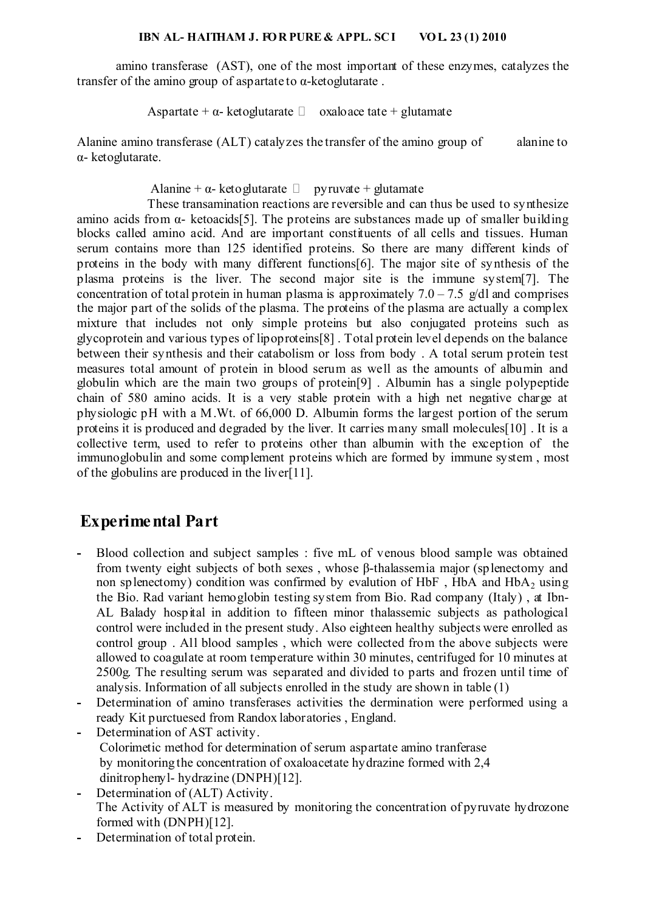amino transferase (AST), one of the most important of these enzymes, catalyzes the transfer of the amino group of aspartate to α-ketoglutarate .

Aspartate + α- ketoglutarate  oxaloace tate + glutamate

Alanine amino transferase (ALT) catalyzes the transfer of the amino group of alanine to α- ketoglutarate.

Alanine + α- ketoglutarate  pyruvate + glutamate

These transamination reactions are reversible and can thus be used to synthesize amino acids from α- ketoacids[5]. The proteins are substances made up of smaller building blocks called amino acid. And are important constituents of all cells and tissues. Human serum contains more than 125 identified proteins. So there are many different kinds of proteins in the body with many different functions[6]. The major site of synthesis of the plasma proteins is the liver. The second major site is the immune system[7]. The concentration of total protein in human plasma is approximately 7.0 – 7.5 g/dl and comprises the major part of the solids of the plasma. The proteins of the plasma are actually a complex mixture that includes not only simple proteins but also conjugated proteins such as glycoprotein and various types of lipoproteins[8] . Total protein level depends on the balance between their synthesis and their catabolism or loss from body . A total serum protein test measures total amount of protein in blood serum as well as the amounts of albumin and globulin which are the main two groups of protein[9] . Albumin has a single polypeptide chain of 580 amino acids. It is a very stable protein with a high net negative charge at physiologic pH with a M.Wt. of 66,000 D. Albumin forms the largest portion of the serum proteins it is produced and degraded by the liver. It carries many small molecules[10] . It is a collective term, used to refer to proteins other than albumin with the exception of the immunoglobulin and some complement proteins which are formed by immune system , most of the globulins are produced in the liver[11].

## Experimental Part

- Blood collection and subject samples : five mL of venous blood sample was obtained from twenty eight subjects of both sexes , whose β-thalassemia major (splenectomy and non splenectomy) condition was confirmed by evalution of HbF , HbA and $HbA_2$ using the Bio. Rad variant hemoglobin testing system from Bio. Rad company (Italy) , at Ibn-AL Balady hospital in addition to fifteen minor thalassemic subjects as pathological control were included in the present study. Also eighteen healthy subjects were enrolled as control group . All blood samples , which were collected from the above subjects were allowed to coagulate at room temperature within 30 minutes, centrifuged for 10 minutes at 2500g. The resulting serum was separated and divided to parts and frozen until time of analysis. Information of all subjects enrolled in the study are shown in table (1)
- Determination of amino transferases activities the dermination were performed using a ready Kit purctuesed from Randox laboratories , England.
- Determination of AST activity.
  Colorimetic method for determination of serum aspartate amino tranferase by monitoring the concentration of oxaloacetate hydrazine formed with 2,4 dinitrophenyl- hydrazine (DNPH)[12].
- Determination of (ALT) Activity.
  The Activity of ALT is measured by monitoring the concentration of pyruvate hydrozone formed with (DNPH)[12].
- Determination of total protein.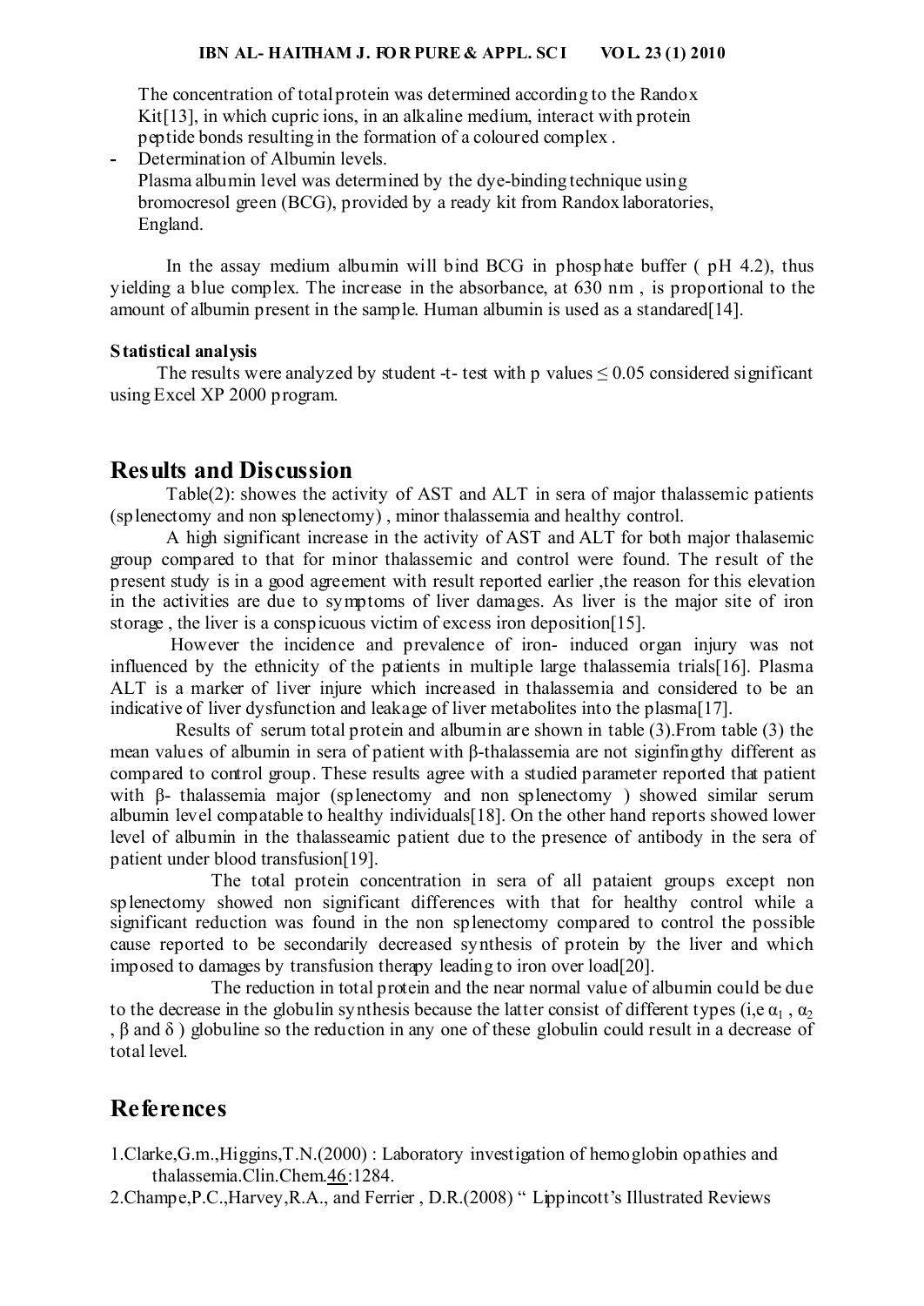The concentration of total protein was determined according to the Randox Kit[13], in which cupric ions, in an alkaline medium, interact with protein peptide bonds resulting in the formation of a coloured complex .

- Determination of Albumin levels.
  Plasma albumin level was determined by the dye-binding technique using bromocresol green (BCG), provided by a ready kit from Randox laboratories, England.

In the assay medium albumin will bind BCG in phosphate buffer ( pH 4.2), thus yielding a blue complex. The increase in the absorbance, at 630 nm , is proportional to the amount of albumin present in the sample. Human albumin is used as a standared[14].

### Statistical analysis

The results were analyzed by student -t- test with p values $\leq 0.05$ considered significant using Excel XP 2000 program.

## Results and Discussion

Table(2): showes the activity of AST and ALT in sera of major thalassemic patients (splenectomy and non splenectomy) , minor thalassemia and healthy control.

A high significant increase in the activity of AST and ALT for both major thalasemic group compared to that for minor thalassemic and control were found. The result of the present study is in a good agreement with result reported earlier ,the reason for this elevation in the activities are due to symptoms of liver damages. As liver is the major site of iron storage , the liver is a conspicuous victim of excess iron deposition[15].

However the incidence and prevalence of iron- induced organ injury was not influenced by the ethnicity of the patients in multiple large thalassemia trials[16]. Plasma ALT is a marker of liver injure which increased in thalassemia and considered to be an indicative of liver dysfunction and leakage of liver metabolites into the plasma[17].

Results of serum total protein and albumin are shown in table (3).From table (3) the mean values of albumin in sera of patient with β-thalassemia are not siginfingthy different as compared to control group. These results agree with a studied parameter reported that patient with β- thalassemia major (splenectomy and non splenectomy ) showed similar serum albumin level compatable to healthy individuals[18]. On the other hand reports showed lower level of albumin in the thalasseamic patient due to the presence of antibody in the sera of patient under blood transfusion[19].

The total protein concentration in sera of all pataient groups except non splenectomy showed non significant differences with that for healthy control while a significant reduction was found in the non splenectomy compared to control the possible cause reported to be secondarily decreased synthesis of protein by the liver and which imposed to damages by transfusion therapy leading to iron over load[20].

The reduction in total protein and the near normal value of albumin could be due to the decrease in the globulin synthesis because the latter consist of different types (i,e $\alpha_1$ , $\alpha_2$ , β and δ ) globuline so the reduction in any one of these globulin could result in a decrease of total level.

## References

1. Clarke,G.m.,Higgins,T.N.(2000) : Laboratory investigation of hemoglobin opathies and thalassemia.Clin.Chem.46:1284.
2. Champe,P.C.,Harvey,R.A., and Ferrier , D.R.(2008) " Lippincott's Illustrated Reviews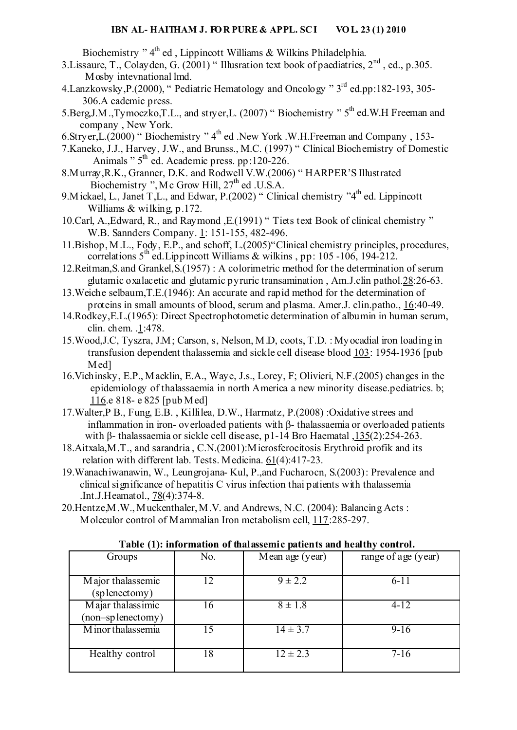Biochemistry " 4th ed , Lippincott Williams & Wilkins Philadelphia.

3. Lissaure, T., Colayden, G. (2001) " Illusration text book of paediatrics, 2nd , ed., p.305. Mosby intevnational lmd.
4. Lanzkowsky,P.(2000), " Pediatric Hematology and Oncology " 3rd ed.pp:182-193, 305-306.A cademic press.
5. Berg,J.M.,Tymoczko,T.L., and stryer,L. (2007) " Biochemistry " 5th ed.W.H Freeman and company , New York.
6. Stryer,L.(2000) " Biochemistry " 4th ed .New York .W.H.Freeman and Company , 153-
7. Kaneko, J.J., Harvey, J.W., and Brunss., M.C. (1997) " Clinical Biochemistry of Domestic Animals " 5th ed. Academic press. pp:120-226.
8. Murray,R.K., Granner, D.K. and Rodwell V.W.(2006) " HARPER'S Illustrated Biochemistry ", Mc Grow Hill, 27th ed .U.S.A.
9. Mickael, L., Janet T,L., and Edwar, P.(2002) " Clinical chemistry "4th ed. Lippincott Williams & wilking, p.172.
10. Carl, A.,Edward, R., and Raymond ,E.(1991) " Tiets text Book of clinical chemistry " W.B. Sannders Company. 1: 151-155, 482-496.
11. Bishop, M.L., Fody, E.P., and schoff, L.(2005)"Clinical chemistry principles, procedures, correlations 5th ed.Lippincott Williams & wilkins , pp: 105 -106, 194-212.
12. Reitman,S.and Grankel,S.(1957) : A colorimetric method for the determination of serum glutamic oxalacetic and glutamic pyruric transamination , Am.J.clin pathol.28:26-63.
13. Weiche selbaum,T.E.(1946): An accurate and rapid method for the determination of proteins in small amounts of blood, serum and plasma. Amer.J. clin.patho., 16:40-49.
14. Rodkey,E.L.(1965): Direct Spectrophotometic determination of albumin in human serum, clin. chem. .1:478.
15. Wood,J.C, Tyszra, J.M; Carson, s, Nelson, M.D, coots, T.D. : Myocadial iron loading in transfusion dependent thalassemia and sickle cell disease blood 103: 1954-1936 [pub Med]
16. Vichinsky, E.P., Macklin, E.A., Waye, J.s., Lorey, F; Olivieri, N.F.(2005) changes in the epidemiology of thalassaemia in north America a new minority disease.pediatrics. b; 116.e 818- e 825 [pub Med]
17. Walter,P B., Fung, E.B. , Killilea, D.W., Harmatz, P.(2008) :Oxidative strees and inflammation in iron- overloaded patients with β- thalassaemia or overloaded patients with β- thalassaemia or sickle cell disease, p1-14 Bro Haematal ,135(2):254-263.
18. Aitxala,M.T., and sarandria , C.N.(2001):Microsferocitosis Erythroid profik and its relation with different lab. Tests. Medicina. 61(4):417-23.
19. Wanachiwanawin, W., Leungrojana- Kul, P.,and Fucharocn, S.(2003): Prevalence and clinical significance of hepatitis C virus infection thai patients with thalassemia .Int.J.Heamatol., 78(4):374-8.
20. Hentze,M.W., Muckenthaler, M.V. and Andrews, N.C. (2004): Balancing Acts : Moleculor control of Mammalian Iron metabolism cell, 117:285-297.

**Table (1): information of thalassemic patients and healthy control.**

| Groups | No. | Mean age (year) | range of age (year) |
|---|---|---|---|
| Major thalassemic (splenectomy) | 12 | 9 ± 2.2 | 6-11 |
| Majar thalassimic (non–splenectomy) | 16 | 8 ± 1.8 | 4-12 |
| Minor thalassemia | 15 | 14 ± 3.7 | 9-16 |
| Healthy control | 18 | 12 ± 2.3 | 7-16 |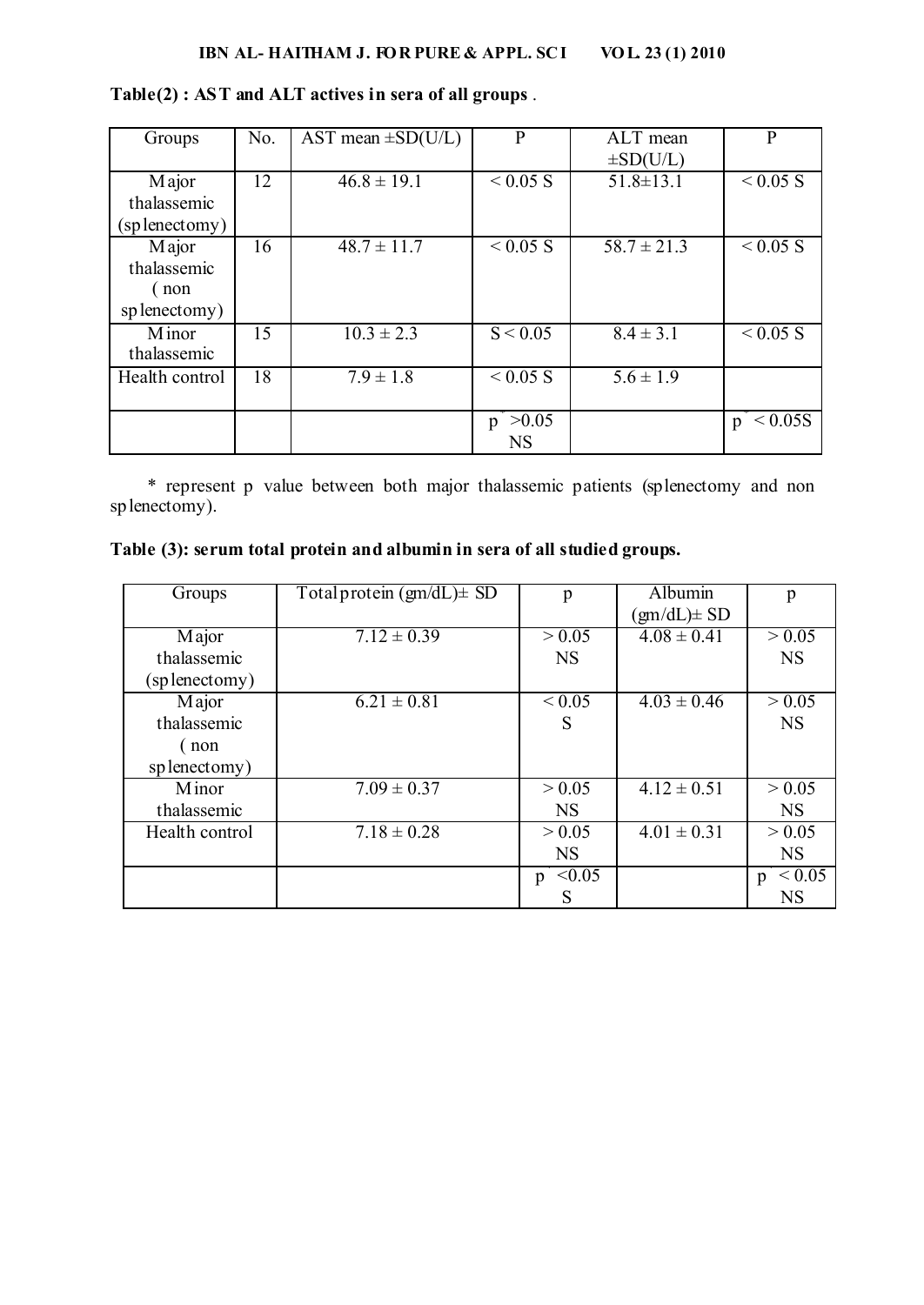**Table(2) : AST and ALT actives in sera of all groups** .

| Groups | No. | AST mean ±SD(U/L) | P | ALT mean ±SD(U/L) | P |
|---|---|---|---|---|---|
| Major thalassemic (splenectomy) | 12 | 46.8 ± 19.1 | < 0.05 S | 51.8±13.1 | < 0.05 S |
| Major thalassemic ( non splenectomy) | 16 | 48.7 ± 11.7 | < 0.05 S | 58.7 ± 21.3 | < 0.05 S |
| Minor thalassemic | 15 | 10.3 ± 2.3 | S < 0.05 | 8.4 ± 3.1 | < 0.05 S |
| Health control | 18 | 7.9 ± 1.8 | < 0.05 S | 5.6 ± 1.9 | |
| | | | p* >0.05 NS | | p* < 0.05S |

\* represent p value between both major thalassemic patients (splenectomy and non splenectomy).

**Table (3): serum total protein and albumin in sera of all studied groups.**

| Groups | Total protein (gm/dL)± SD | p | Albumin (gm/dL)± SD | p |
|---|---|---|---|---|
| Major thalassemic (splenectomy) | 7.12 ± 0.39 | > 0.05 NS | 4.08 ± 0.41 | > 0.05 NS |
| Major thalassemic ( non splenectomy) | 6.21 ± 0.81 | < 0.05 S | 4.03 ± 0.46 | > 0.05 NS |
| Minor thalassemic | 7.09 ± 0.37 | > 0.05 NS | 4.12 ± 0.51 | > 0.05 NS |
| Health control | 7.18 ± 0.28 | > 0.05 NS | 4.01 ± 0.31 | > 0.05 NS |
| | | p* <0.05 S | | p* < 0.05 NS |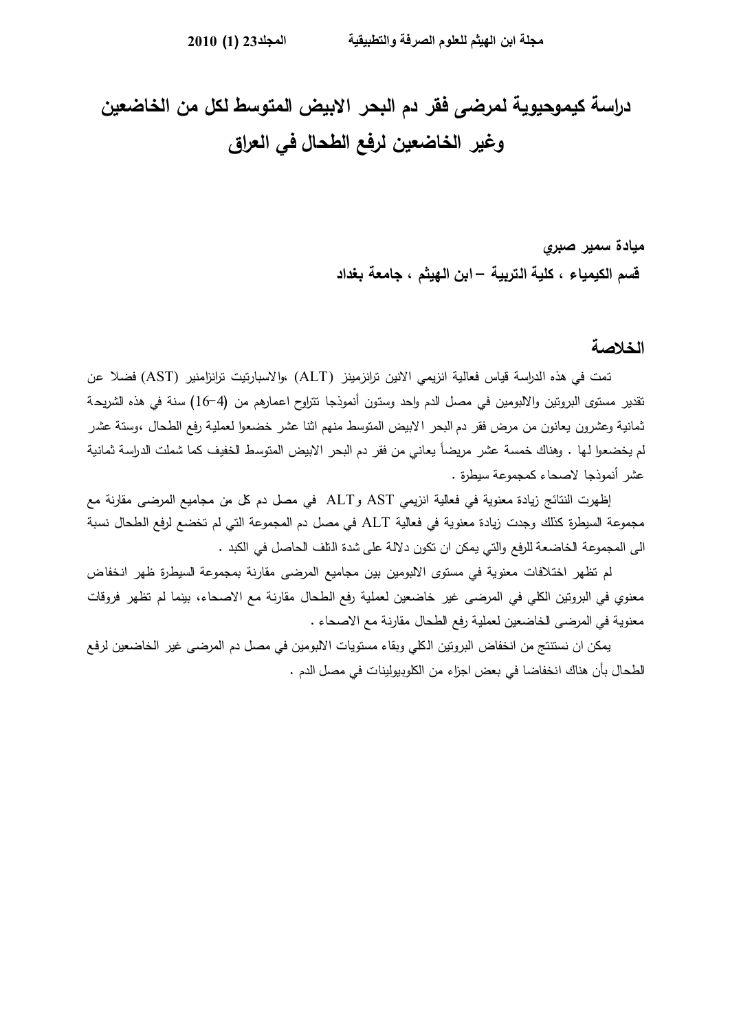# دراسة كيموحيوية لمرضى فقر دم البحر الابيض المتوسط لكل من الخاضعين وغير الخاضعين لرفع الطحال في العراق

**ميادة سمير صبري**

**قسم الكيمياء ، كلية التربية – ابن الهيثم ، جامعة بغداد**

## الخلاصة

تمت في هذه الدراسة قياس فعالية انزيمي الانين ترانزمينز (ALT) ،والاسبارتيت ترانزامنير (AST) فضلا عن تقدير مستوى البروتين والالبومين في مصل الدم واحد وستون أنموذجا تتراوح اعمارهم من (4–16) سنة في هذه الشريحة ثمانية وعشرون يعانون من مرض فقر دم البحر الابيض المتوسط منهم اثنا عشر خضعوا لعملية رفع الطحال ،وستة عشر لم يخضعوا لها . وهناك خمسة عشر مريضاً يعاني من فقر دم البحر الابيض المتوسط الخفيف كما شملت الدراسة ثمانية عشر أنموذجا لاصحاء كمجموعة سيطرة .

إظهرت النتائج زيادة معنوية في فعالية انزيمي AST وALT في مصل دم كل من مجاميع المرضى مقارنة مع مجموعة السيطرة كذلك وجدت زيادة معنوية في فعالية ALT في مصل دم المجموعة التي لم تخضع لرفع الطحال نسبة الى المجموعة الخاضعة للرفع والتي يمكن ان تكون دلالة على شدة التلف الحاصل في الكبد .

لم تظهر اختلافات معنوية في مستوى الالبومين بين مجاميع المرضى مقارنة بمجموعة السيطرة ظهر انخفاض معنوي في البروتين الكلي في المرضى غير خاضعين لعملية رفع الطحال مقارنة مع الاصحاء، بينما لم تظهر فروقات معنوية في المرضى الخاضعين لعملية رفع الطحال مقارنة مع الاصحاء .

يمكن ان نستنتج من انخفاض البروتين الكلي وبقاء مستويات الالبومين في مصل دم المرضى غير الخاضعين لرفع الطحال بأن هناك انخفاضا في بعض اجزاء من الكلوبيولينات في مصل الدم .